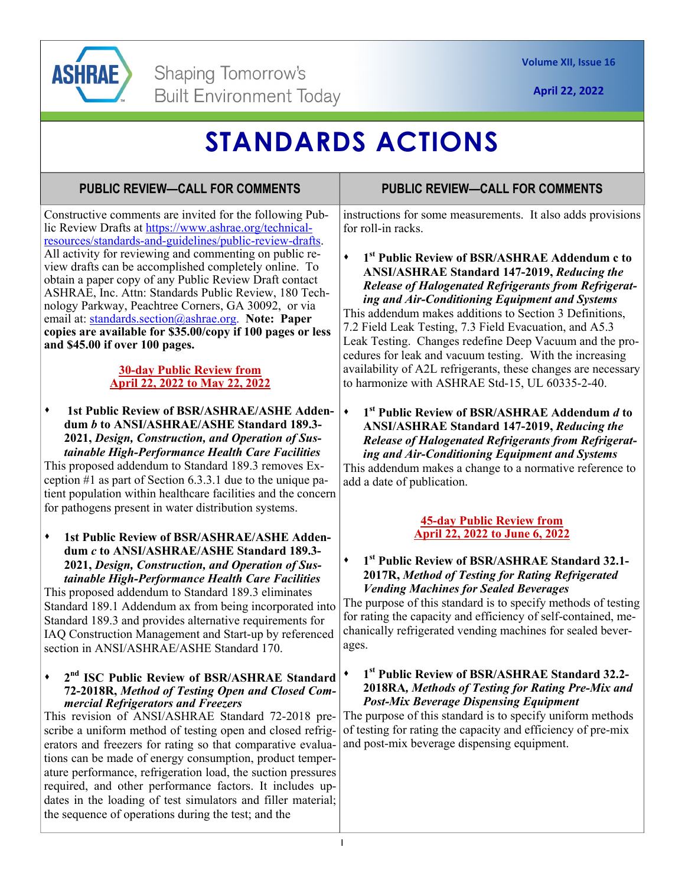Shaping Tomorrow's Built Environment Today

Volume XII, Issue 16

April 22, 2022

# STANDARDS ACTIONS

## PUBLIC REVIEW—CALL FOR COMMENTS

Constructive comments are invited for the following Public Review Drafts at https://www.ashrae.org/technical-resources/standards-and-guidelines/public-review-drafts. All activity for reviewing and commenting on public review drafts can be accomplished completely online. To obtain a paper copy of any Public Review Draft contact ASHRAE, Inc. Attn: Standards Public Review, 180 Technology Parkway, Peachtree Corners, GA 30092, or via email at: standards.section@ashrae.org. **Note: Paper copies are available for $35.00/copy if 100 pages or less and $45.00 if over 100 pages.**

### 30-day Public Review from April 22, 2022 to May 22, 2022

- **1st Public Review of BSR/ASHRAE/ASHE Addendum *b* to ANSI/ASHRAE/ASHE Standard 189.3-2021, *Design, Construction, and Operation of Sustainable High-Performance Health Care Facilities***

This proposed addendum to Standard 189.3 removes Exception #1 as part of Section 6.3.3.1 due to the unique patient population within healthcare facilities and the concern for pathogens present in water distribution systems.

- **1st Public Review of BSR/ASHRAE/ASHE Addendum *c* to ANSI/ASHRAE/ASHE Standard 189.3-2021, *Design, Construction, and Operation of Sustainable High-Performance Health Care Facilities***

This proposed addendum to Standard 189.3 eliminates Standard 189.1 Addendum ax from being incorporated into Standard 189.3 and provides alternative requirements for IAQ Construction Management and Start-up by referenced section in ANSI/ASHRAE/ASHE Standard 170.

- **2nd ISC Public Review of BSR/ASHRAE Standard 72-2018R, *Method of Testing Open and Closed Commercial Refrigerators and Freezers***

This revision of ANSI/ASHRAE Standard 72-2018 prescribe a uniform method of testing open and closed refrigerators and freezers for rating so that comparative evaluations can be made of energy consumption, product temperature performance, refrigeration load, the suction pressures required, and other performance factors. It includes updates in the loading of test simulators and filler material; the sequence of operations during the test; and the instructions for some measurements. It also adds provisions for roll-in racks.

- **1st Public Review of BSR/ASHRAE Addendum c to ANSI/ASHRAE Standard 147-2019, *Reducing the Release of Halogenated Refrigerants from Refrigerating and Air-Conditioning Equipment and Systems***

This addendum makes additions to Section 3 Definitions, 7.2 Field Leak Testing, 7.3 Field Evacuation, and A5.3 Leak Testing. Changes redefine Deep Vacuum and the procedures for leak and vacuum testing. With the increasing availability of A2L refrigerants, these changes are necessary to harmonize with ASHRAE Std-15, UL 60335-2-40.

- **1st Public Review of BSR/ASHRAE Addendum *d* to ANSI/ASHRAE Standard 147-2019, *Reducing the Release of Halogenated Refrigerants from Refrigerating and Air-Conditioning Equipment and Systems***

This addendum makes a change to a normative reference to add a date of publication.

### 45-day Public Review from April 22, 2022 to June 6, 2022

- **1st Public Review of BSR/ASHRAE Standard 32.1-2017R, *Method of Testing for Rating Refrigerated Vending Machines for Sealed Beverages***

The purpose of this standard is to specify methods of testing for rating the capacity and efficiency of self-contained, mechanically refrigerated vending machines for sealed beverages.

- **1st Public Review of BSR/ASHRAE Standard 32.2-2018RA, *Methods of Testing for Rating Pre-Mix and Post-Mix Beverage Dispensing Equipment***

The purpose of this standard is to specify uniform methods of testing for rating the capacity and efficiency of pre-mix and post-mix beverage dispensing equipment.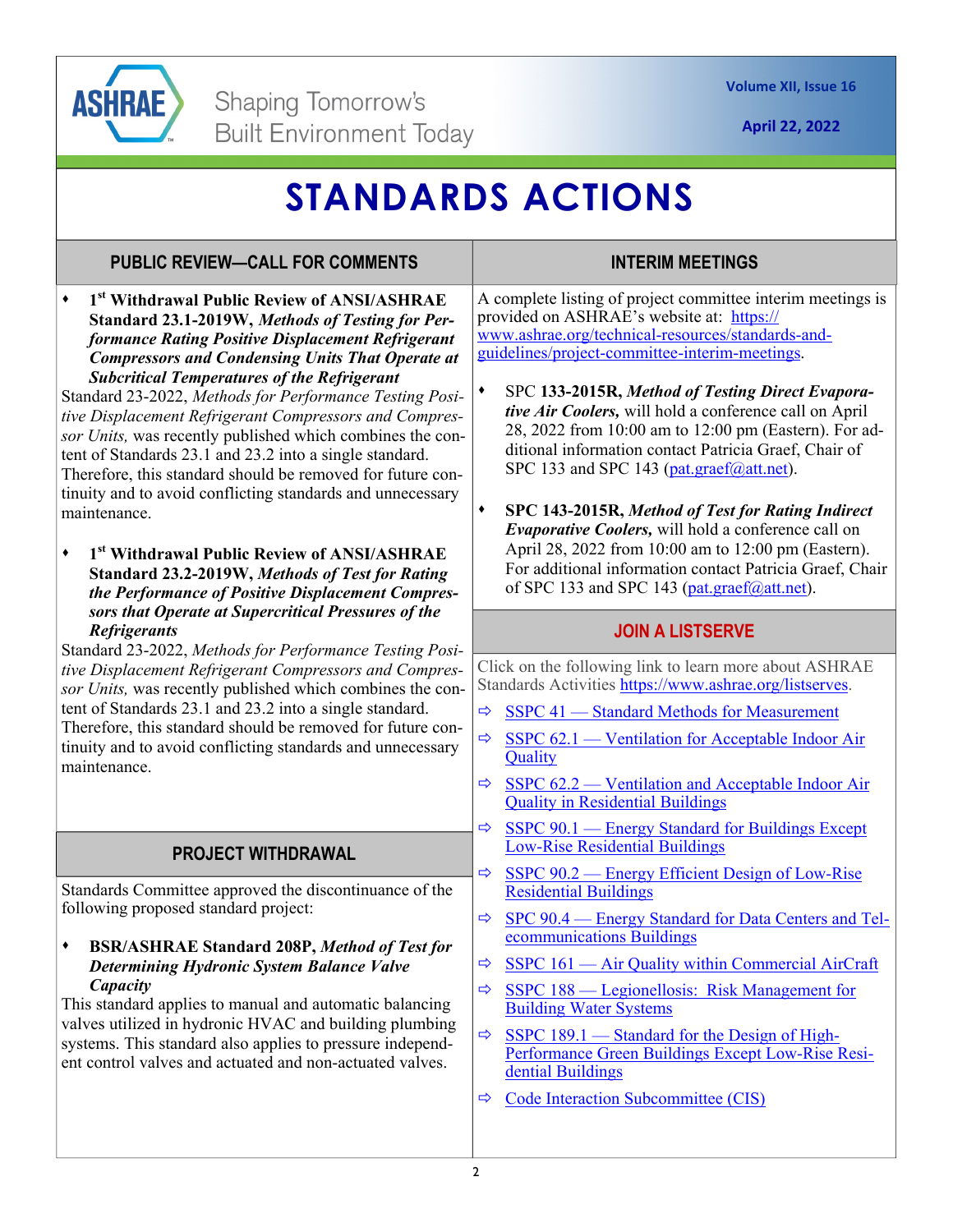# STANDARDS ACTIONS

## PUBLIC REVIEW—CALL FOR COMMENTS

- **1st Withdrawal Public Review of ANSI/ASHRAE Standard 23.1-2019W, *Methods of Testing for Performance Rating Positive Displacement Refrigerant Compressors and Condensing Units That Operate at Subcritical Temperatures of the Refrigerant***

Standard 23-2022, *Methods for Performance Testing Positive Displacement Refrigerant Compressors and Compressor Units,* was recently published which combines the content of Standards 23.1 and 23.2 into a single standard. Therefore, this standard should be removed for future continuity and to avoid conflicting standards and unnecessary maintenance.

- **1st Withdrawal Public Review of ANSI/ASHRAE Standard 23.2-2019W, *Methods of Test for Rating the Performance of Positive Displacement Compressors that Operate at Supercritical Pressures of the Refrigerants***

Standard 23-2022, *Methods for Performance Testing Positive Displacement Refrigerant Compressors and Compressor Units,* was recently published which combines the content of Standards 23.1 and 23.2 into a single standard. Therefore, this standard should be removed for future continuity and to avoid conflicting standards and unnecessary maintenance.

## PROJECT WITHDRAWAL

Standards Committee approved the discontinuance of the following proposed standard project:

- **BSR/ASHRAE Standard 208P, *Method of Test for Determining Hydronic System Balance Valve Capacity***

This standard applies to manual and automatic balancing valves utilized in hydronic HVAC and building plumbing systems. This standard also applies to pressure independent control valves and actuated and non-actuated valves.

## INTERIM MEETINGS

A complete listing of project committee interim meetings is provided on ASHRAE's website at: https://www.ashrae.org/technical-resources/standards-and-guidelines/project-committee-interim-meetings.

- SPC **133-2015R, *Method of Testing Direct Evaporative Air Coolers,*** will hold a conference call on April 28, 2022 from 10:00 am to 12:00 pm (Eastern). For additional information contact Patricia Graef, Chair of SPC 133 and SPC 143 (pat.graef@att.net).

- **SPC 143-2015R, *Method of Test for Rating Indirect Evaporative Coolers,*** will hold a conference call on April 28, 2022 from 10:00 am to 12:00 pm (Eastern). For additional information contact Patricia Graef, Chair of SPC 133 and SPC 143 (pat.graef@att.net).

## JOIN A LISTSERVE

Click on the following link to learn more about ASHRAE Standards Activities https://www.ashrae.org/listserves.

- SSPC 41 — Standard Methods for Measurement
- SSPC 62.1 — Ventilation for Acceptable Indoor Air Quality
- SSPC 62.2 — Ventilation and Acceptable Indoor Air Quality in Residential Buildings
- SSPC 90.1 — Energy Standard for Buildings Except Low-Rise Residential Buildings
- SSPC 90.2 — Energy Efficient Design of Low-Rise Residential Buildings
- SPC 90.4 — Energy Standard for Data Centers and Telecommunications Buildings
- SSPC 161 — Air Quality within Commercial AirCraft
- SSPC 188 — Legionellosis: Risk Management for Building Water Systems
- SSPC 189.1 — Standard for the Design of High-Performance Green Buildings Except Low-Rise Residential Buildings
- Code Interaction Subcommittee (CIS)